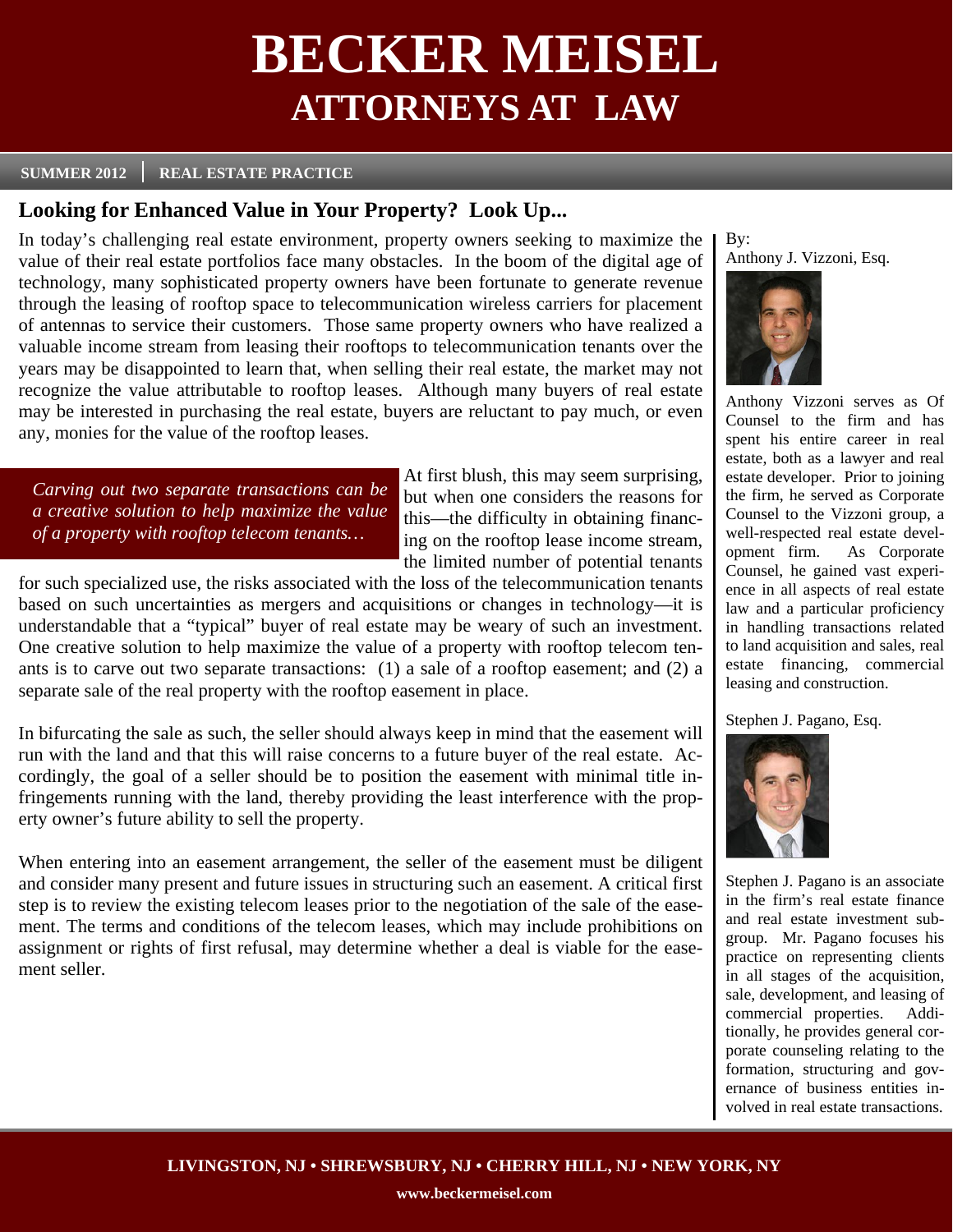# BECKER MEISEL
## ATTORNEYS AT LAW

**SUMMER 2012 | REAL ESTATE PRACTICE**

### Looking for Enhanced Value in Your Property? Look Up...

In today's challenging real estate environment, property owners seeking to maximize the value of their real estate portfolios face many obstacles. In the boom of the digital age of technology, many sophisticated property owners have been fortunate to generate revenue through the leasing of rooftop space to telecommunication wireless carriers for placement of antennas to service their customers. Those same property owners who have realized a valuable income stream from leasing their rooftops to telecommunication tenants over the years may be disappointed to learn that, when selling their real estate, the market may not recognize the value attributable to rooftop leases. Although many buyers of real estate may be interested in purchasing the real estate, buyers are reluctant to pay much, or even any, monies for the value of the rooftop leases.

*Carving out two separate transactions can be a creative solution to help maximize the value of a property with rooftop telecom tenants…*

At first blush, this may seem surprising, but when one considers the reasons for this—the difficulty in obtaining financing on the rooftop lease income stream, the limited number of potential tenants for such specialized use, the risks associated with the loss of the telecommunication tenants based on such uncertainties as mergers and acquisitions or changes in technology—it is understandable that a "typical" buyer of real estate may be weary of such an investment. One creative solution to help maximize the value of a property with rooftop telecom tenants is to carve out two separate transactions: (1) a sale of a rooftop easement; and (2) a separate sale of the real property with the rooftop easement in place.

In bifurcating the sale as such, the seller should always keep in mind that the easement will run with the land and that this will raise concerns to a future buyer of the real estate. Accordingly, the goal of a seller should be to position the easement with minimal title infringements running with the land, thereby providing the least interference with the property owner's future ability to sell the property.

When entering into an easement arrangement, the seller of the easement must be diligent and consider many present and future issues in structuring such an easement. A critical first step is to review the existing telecom leases prior to the negotiation of the sale of the easement. The terms and conditions of the telecom leases, which may include prohibitions on assignment or rights of first refusal, may determine whether a deal is viable for the easement seller.

By:
Anthony J. Vizzoni, Esq.

Anthony Vizzoni serves as Of Counsel to the firm and has spent his entire career in real estate, both as a lawyer and real estate developer. Prior to joining the firm, he served as Corporate Counsel to the Vizzoni group, a well-respected real estate development firm. As Corporate Counsel, he gained vast experience in all aspects of real estate law and a particular proficiency in handling transactions related to land acquisition and sales, real estate financing, commercial leasing and construction.

Stephen J. Pagano, Esq.

Stephen J. Pagano is an associate in the firm's real estate finance and real estate investment subgroup. Mr. Pagano focuses his practice on representing clients in all stages of the acquisition, sale, development, and leasing of commercial properties. Additionally, he provides general corporate counseling relating to the formation, structuring and governance of business entities involved in real estate transactions.

**LIVINGSTON, NJ • SHREWSBURY, NJ • CHERRY HILL, NJ • NEW YORK, NY**

**www.beckermeisel.com**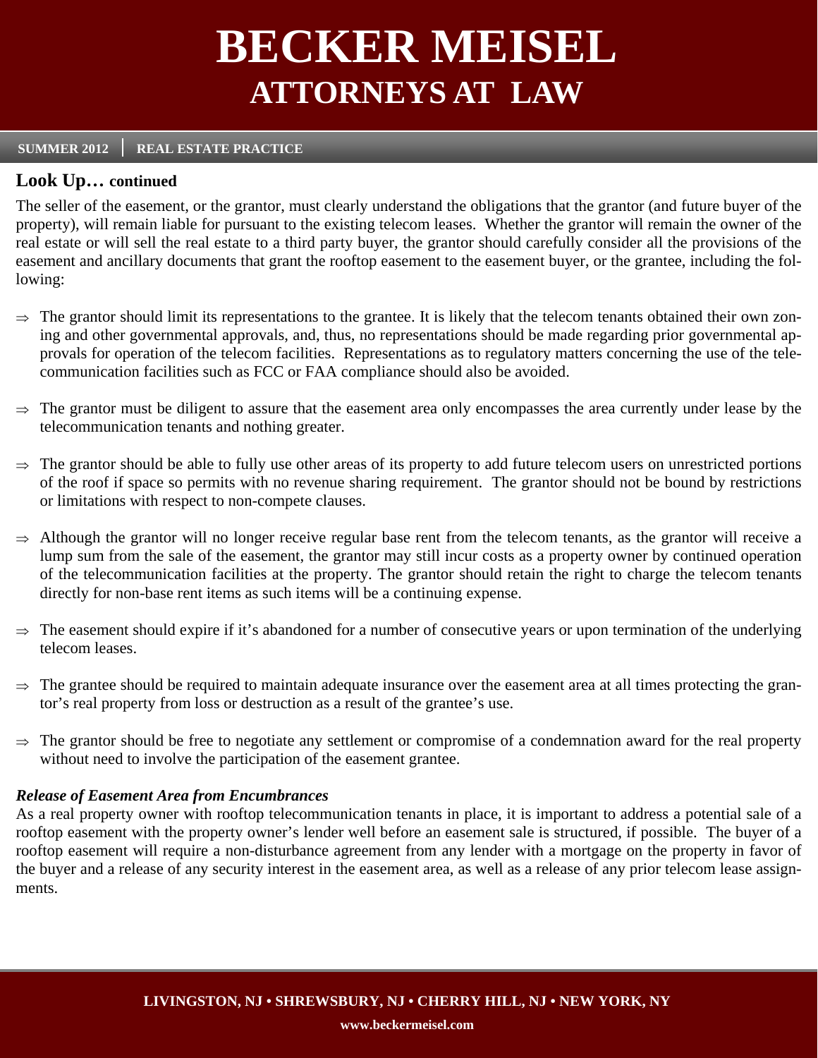## Look Up… continued

The seller of the easement, or the grantor, must clearly understand the obligations that the grantor (and future buyer of the property), will remain liable for pursuant to the existing telecom leases. Whether the grantor will remain the owner of the real estate or will sell the real estate to a third party buyer, the grantor should carefully consider all the provisions of the easement and ancillary documents that grant the rooftop easement to the easement buyer, or the grantee, including the following:

⇒ The grantor should limit its representations to the grantee. It is likely that the telecom tenants obtained their own zoning and other governmental approvals, and, thus, no representations should be made regarding prior governmental approvals for operation of the telecom facilities. Representations as to regulatory matters concerning the use of the telecommunication facilities such as FCC or FAA compliance should also be avoided.

⇒ The grantor must be diligent to assure that the easement area only encompasses the area currently under lease by the telecommunication tenants and nothing greater.

⇒ The grantor should be able to fully use other areas of its property to add future telecom users on unrestricted portions of the roof if space so permits with no revenue sharing requirement. The grantor should not be bound by restrictions or limitations with respect to non-compete clauses.

⇒ Although the grantor will no longer receive regular base rent from the telecom tenants, as the grantor will receive a lump sum from the sale of the easement, the grantor may still incur costs as a property owner by continued operation of the telecommunication facilities at the property. The grantor should retain the right to charge the telecom tenants directly for non-base rent items as such items will be a continuing expense.

⇒ The easement should expire if it's abandoned for a number of consecutive years or upon termination of the underlying telecom leases.

⇒ The grantee should be required to maintain adequate insurance over the easement area at all times protecting the grantor's real property from loss or destruction as a result of the grantee's use.

⇒ The grantor should be free to negotiate any settlement or compromise of a condemnation award for the real property without need to involve the participation of the easement grantee.

***Release of Easement Area from Encumbrances***

As a real property owner with rooftop telecommunication tenants in place, it is important to address a potential sale of a rooftop easement with the property owner's lender well before an easement sale is structured, if possible. The buyer of a rooftop easement will require a non-disturbance agreement from any lender with a mortgage on the property in favor of the buyer and a release of any security interest in the easement area, as well as a release of any prior telecom lease assignments.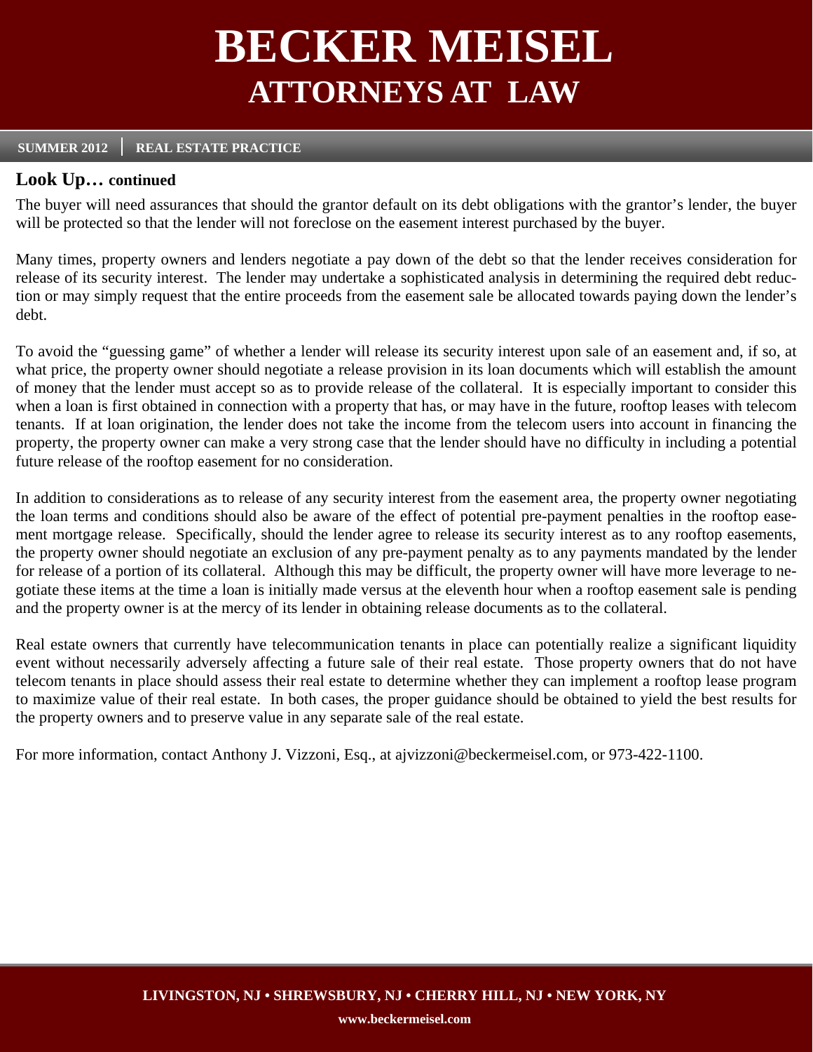## Look Up… continued

The buyer will need assurances that should the grantor default on its debt obligations with the grantor's lender, the buyer will be protected so that the lender will not foreclose on the easement interest purchased by the buyer.

Many times, property owners and lenders negotiate a pay down of the debt so that the lender receives consideration for release of its security interest. The lender may undertake a sophisticated analysis in determining the required debt reduction or may simply request that the entire proceeds from the easement sale be allocated towards paying down the lender's debt.

To avoid the "guessing game" of whether a lender will release its security interest upon sale of an easement and, if so, at what price, the property owner should negotiate a release provision in its loan documents which will establish the amount of money that the lender must accept so as to provide release of the collateral. It is especially important to consider this when a loan is first obtained in connection with a property that has, or may have in the future, rooftop leases with telecom tenants. If at loan origination, the lender does not take the income from the telecom users into account in financing the property, the property owner can make a very strong case that the lender should have no difficulty in including a potential future release of the rooftop easement for no consideration.

In addition to considerations as to release of any security interest from the easement area, the property owner negotiating the loan terms and conditions should also be aware of the effect of potential pre-payment penalties in the rooftop easement mortgage release. Specifically, should the lender agree to release its security interest as to any rooftop easements, the property owner should negotiate an exclusion of any pre-payment penalty as to any payments mandated by the lender for release of a portion of its collateral. Although this may be difficult, the property owner will have more leverage to negotiate these items at the time a loan is initially made versus at the eleventh hour when a rooftop easement sale is pending and the property owner is at the mercy of its lender in obtaining release documents as to the collateral.

Real estate owners that currently have telecommunication tenants in place can potentially realize a significant liquidity event without necessarily adversely affecting a future sale of their real estate. Those property owners that do not have telecom tenants in place should assess their real estate to determine whether they can implement a rooftop lease program to maximize value of their real estate. In both cases, the proper guidance should be obtained to yield the best results for the property owners and to preserve value in any separate sale of the real estate.

For more information, contact Anthony J. Vizzoni, Esq., at ajvizzoni@beckermeisel.com, or 973-422-1100.